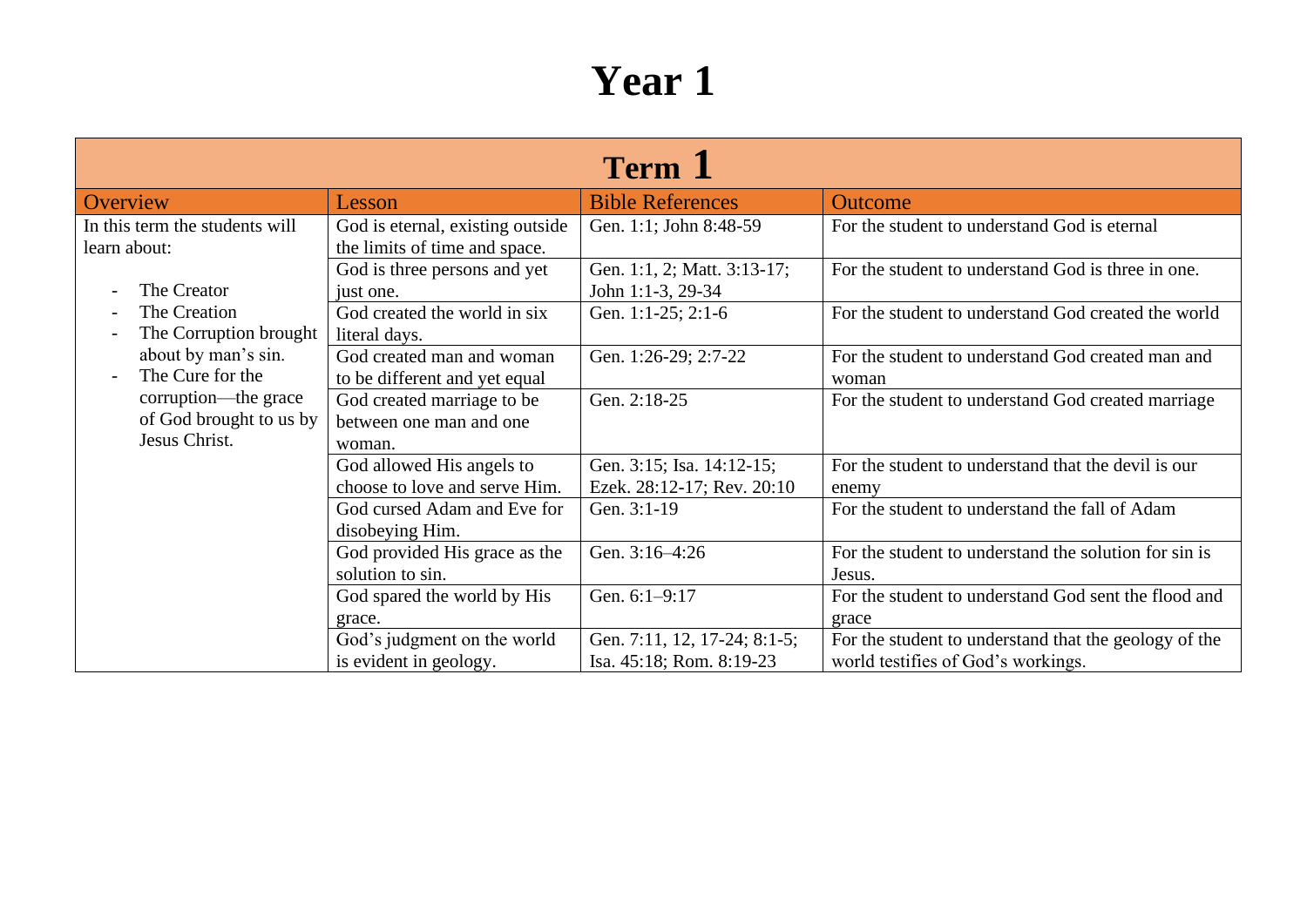# Year 1

| Term 1 | | | |
|---|---|---|---|
| **Overview** | **Lesson** | **Bible References** | **Outcome** |
| In this term the students will learn about:<br><br>- The Creator<br>- The Creation<br>- The Corruption brought about by man's sin.<br>- The Cure for the corruption—the grace of God brought to us by Jesus Christ. | God is eternal, existing outside the limits of time and space. | Gen. 1:1; John 8:48-59 | For the student to understand God is eternal |
| | God is three persons and yet just one. | Gen. 1:1, 2; Matt. 3:13-17; John 1:1-3, 29-34 | For the student to understand God is three in one. |
| | God created the world in six literal days. | Gen. 1:1-25; 2:1-6 | For the student to understand God created the world |
| | God created man and woman to be different and yet equal | Gen. 1:26-29; 2:7-22 | For the student to understand God created man and woman |
| | God created marriage to be between one man and one woman. | Gen. 2:18-25 | For the student to understand God created marriage |
| | God allowed His angels to choose to love and serve Him. | Gen. 3:15; Isa. 14:12-15; Ezek. 28:12-17; Rev. 20:10 | For the student to understand that the devil is our enemy |
| | God cursed Adam and Eve for disobeying Him. | Gen. 3:1-19 | For the student to understand the fall of Adam |
| | God provided His grace as the solution to sin. | Gen. 3:16–4:26 | For the student to understand the solution for sin is Jesus. |
| | God spared the world by His grace. | Gen. 6:1–9:17 | For the student to understand God sent the flood and grace |
| | God's judgment on the world is evident in geology. | Gen. 7:11, 12, 17-24; 8:1-5; Isa. 45:18; Rom. 8:19-23 | For the student to understand that the geology of the world testifies of God's workings. |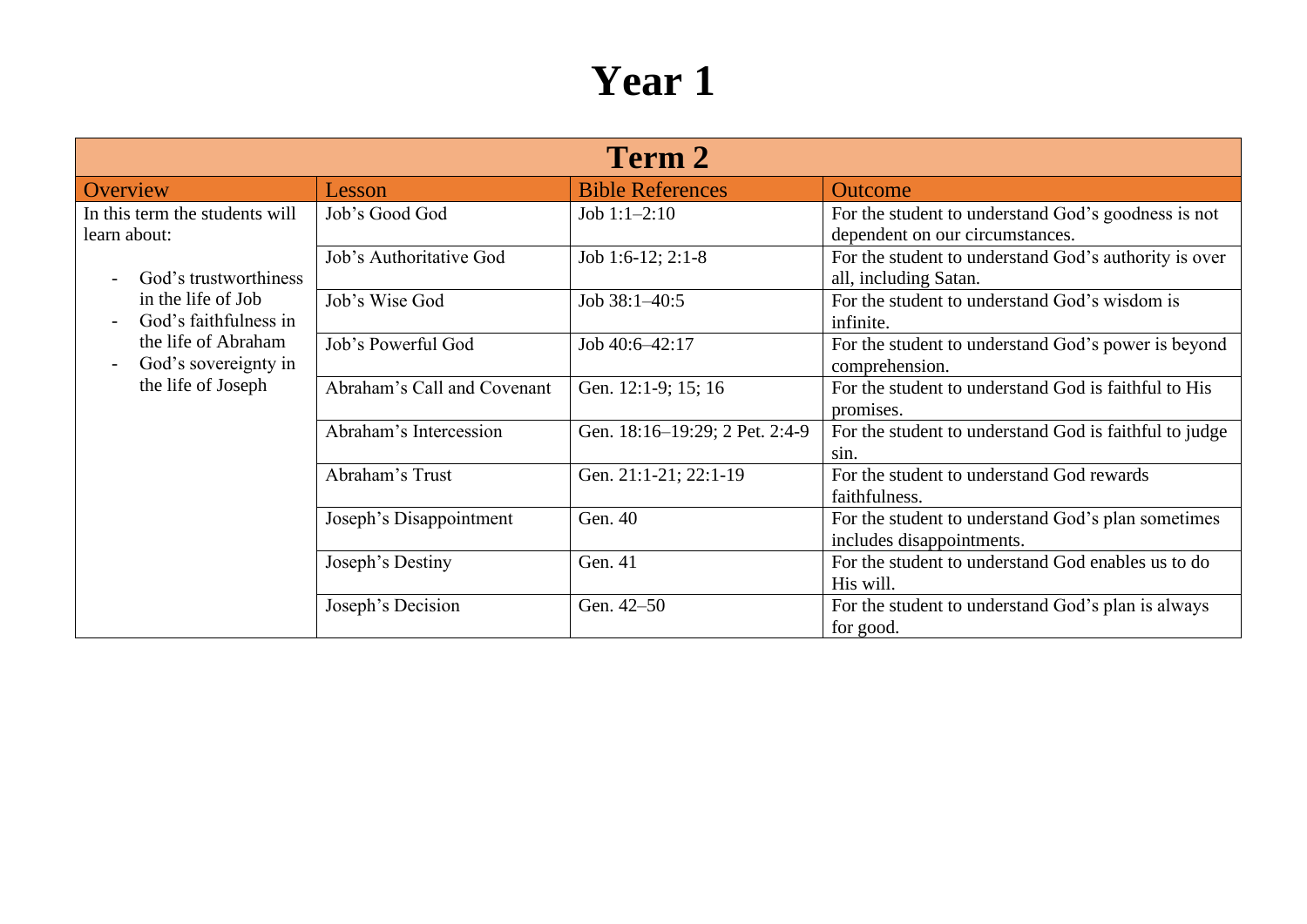# Year 1

| Term 2 | | | |
|---|---|---|---|
| **Overview** | **Lesson** | **Bible References** | **Outcome** |
| In this term the students will learn about: <br> - God's trustworthiness in the life of Job <br> - God's faithfulness in the life of Abraham <br> - God's sovereignty in the life of Joseph | Job's Good God | Job 1:1–2:10 | For the student to understand God's goodness is not dependent on our circumstances. |
| | Job's Authoritative God | Job 1:6-12; 2:1-8 | For the student to understand God's authority is over all, including Satan. |
| | Job's Wise God | Job 38:1–40:5 | For the student to understand God's wisdom is infinite. |
| | Job's Powerful God | Job 40:6–42:17 | For the student to understand God's power is beyond comprehension. |
| | Abraham's Call and Covenant | Gen. 12:1-9; 15; 16 | For the student to understand God is faithful to His promises. |
| | Abraham's Intercession | Gen. 18:16–19:29; 2 Pet. 2:4-9 | For the student to understand God is faithful to judge sin. |
| | Abraham's Trust | Gen. 21:1-21; 22:1-19 | For the student to understand God rewards faithfulness. |
| | Joseph's Disappointment | Gen. 40 | For the student to understand God's plan sometimes includes disappointments. |
| | Joseph's Destiny | Gen. 41 | For the student to understand God enables us to do His will. |
| | Joseph's Decision | Gen. 42–50 | For the student to understand God's plan is always for good. |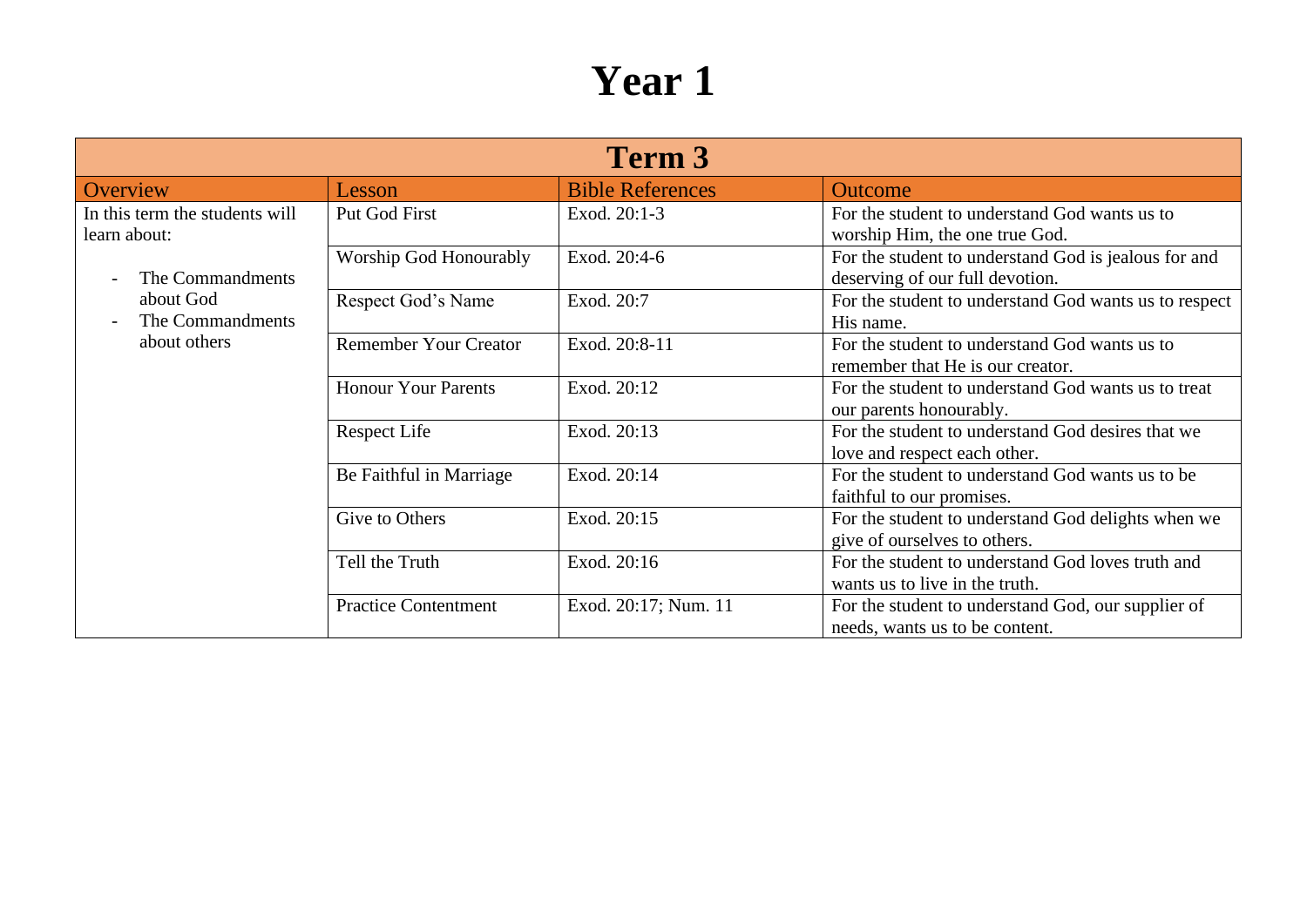# Year 1

| Term 3 | | | |
|---|---|---|---|
| Overview | Lesson | Bible References | Outcome |
| In this term the students will learn about:<br><br>- The Commandments about God<br>- The Commandments about others | Put God First | Exod. 20:1-3 | For the student to understand God wants us to worship Him, the one true God. |
| | Worship God Honourably | Exod. 20:4-6 | For the student to understand God is jealous for and deserving of our full devotion. |
| | Respect God's Name | Exod. 20:7 | For the student to understand God wants us to respect His name. |
| | Remember Your Creator | Exod. 20:8-11 | For the student to understand God wants us to remember that He is our creator. |
| | Honour Your Parents | Exod. 20:12 | For the student to understand God wants us to treat our parents honourably. |
| | Respect Life | Exod. 20:13 | For the student to understand God desires that we love and respect each other. |
| | Be Faithful in Marriage | Exod. 20:14 | For the student to understand God wants us to be faithful to our promises. |
| | Give to Others | Exod. 20:15 | For the student to understand God delights when we give of ourselves to others. |
| | Tell the Truth | Exod. 20:16 | For the student to understand God loves truth and wants us to live in the truth. |
| | Practice Contentment | Exod. 20:17; Num. 11 | For the student to understand God, our supplier of needs, wants us to be content. |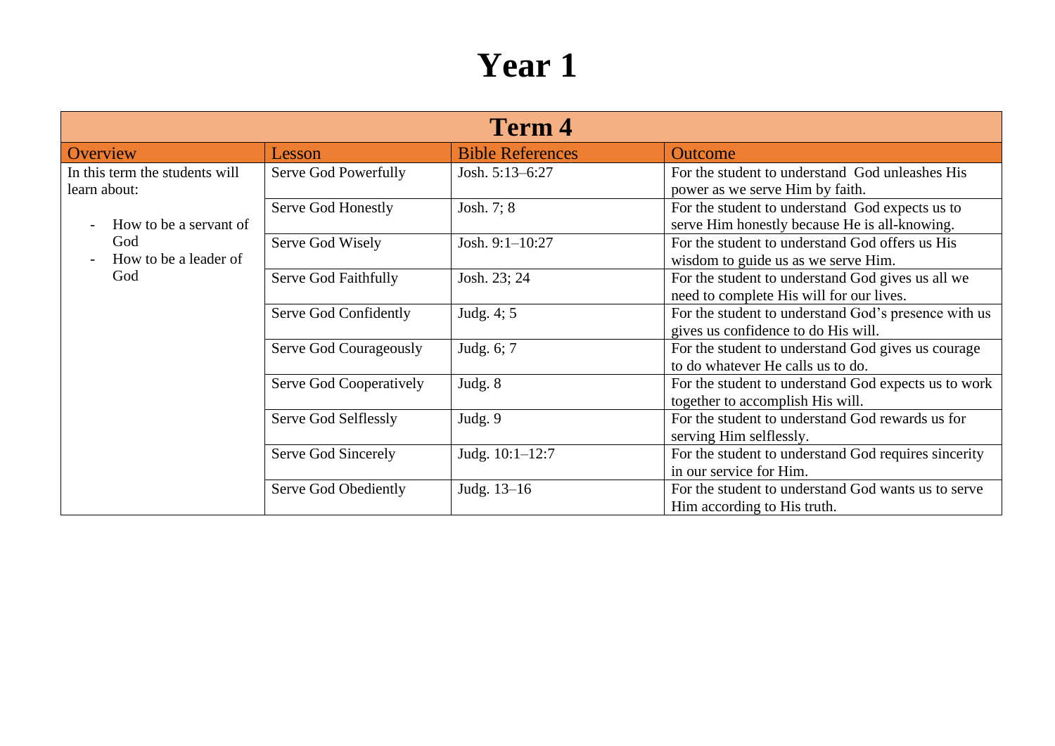# Year 1

| Term 4 | | | |
|---|---|---|---|
| Overview | Lesson | Bible References | Outcome |
| In this term the students will learn about:<br>- How to be a servant of God<br>- How to be a leader of God | Serve God Powerfully | Josh. 5:13–6:27 | For the student to understand God unleashes His power as we serve Him by faith. |
| | Serve God Honestly | Josh. 7; 8 | For the student to understand God expects us to serve Him honestly because He is all-knowing. |
| | Serve God Wisely | Josh. 9:1–10:27 | For the student to understand God offers us His wisdom to guide us as we serve Him. |
| | Serve God Faithfully | Josh. 23; 24 | For the student to understand God gives us all we need to complete His will for our lives. |
| | Serve God Confidently | Judg. 4; 5 | For the student to understand God's presence with us gives us confidence to do His will. |
| | Serve God Courageously | Judg. 6; 7 | For the student to understand God gives us courage to do whatever He calls us to do. |
| | Serve God Cooperatively | Judg. 8 | For the student to understand God expects us to work together to accomplish His will. |
| | Serve God Selflessly | Judg. 9 | For the student to understand God rewards us for serving Him selflessly. |
| | Serve God Sincerely | Judg. 10:1–12:7 | For the student to understand God requires sincerity in our service for Him. |
| | Serve God Obediently | Judg. 13–16 | For the student to understand God wants us to serve Him according to His truth. |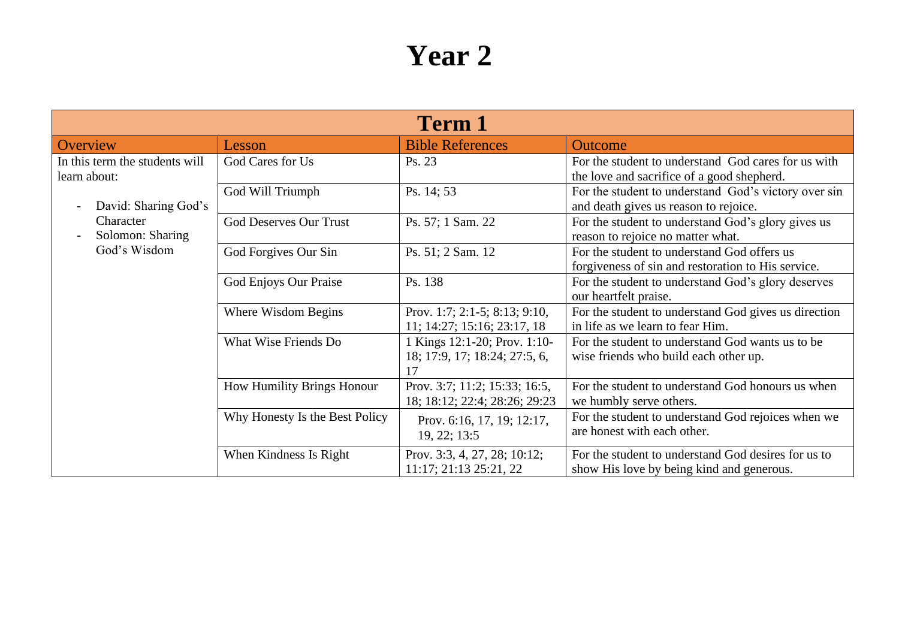# Year 2

| Term 1 | | | |
|---|---|---|---|
| **Overview** | **Lesson** | **Bible References** | **Outcome** |
| In this term the students will learn about:<br>- David: Sharing God's Character<br>- Solomon: Sharing God's Wisdom | God Cares for Us | Ps. 23 | For the student to understand God cares for us with the love and sacrifice of a good shepherd. |
| | God Will Triumph | Ps. 14; 53 | For the student to understand God's victory over sin and death gives us reason to rejoice. |
| | God Deserves Our Trust | Ps. 57; 1 Sam. 22 | For the student to understand God's glory gives us reason to rejoice no matter what. |
| | God Forgives Our Sin | Ps. 51; 2 Sam. 12 | For the student to understand God offers us forgiveness of sin and restoration to His service. |
| | God Enjoys Our Praise | Ps. 138 | For the student to understand God's glory deserves our heartfelt praise. |
| | Where Wisdom Begins | Prov. 1:7; 2:1-5; 8:13; 9:10, 11; 14:27; 15:16; 23:17, 18 | For the student to understand God gives us direction in life as we learn to fear Him. |
| | What Wise Friends Do | 1 Kings 12:1-20; Prov. 1:10-18; 17:9, 17; 18:24; 27:5, 6, 17 | For the student to understand God wants us to be wise friends who build each other up. |
| | How Humility Brings Honour | Prov. 3:7; 11:2; 15:33; 16:5, 18; 18:12; 22:4; 28:26; 29:23 | For the student to understand God honours us when we humbly serve others. |
| | Why Honesty Is the Best Policy | Prov. 6:16, 17, 19; 12:17, 19, 22; 13:5 | For the student to understand God rejoices when we are honest with each other. |
| | When Kindness Is Right | Prov. 3:3, 4, 27, 28; 10:12; 11:17; 21:13 25:21, 22 | For the student to understand God desires for us to show His love by being kind and generous. |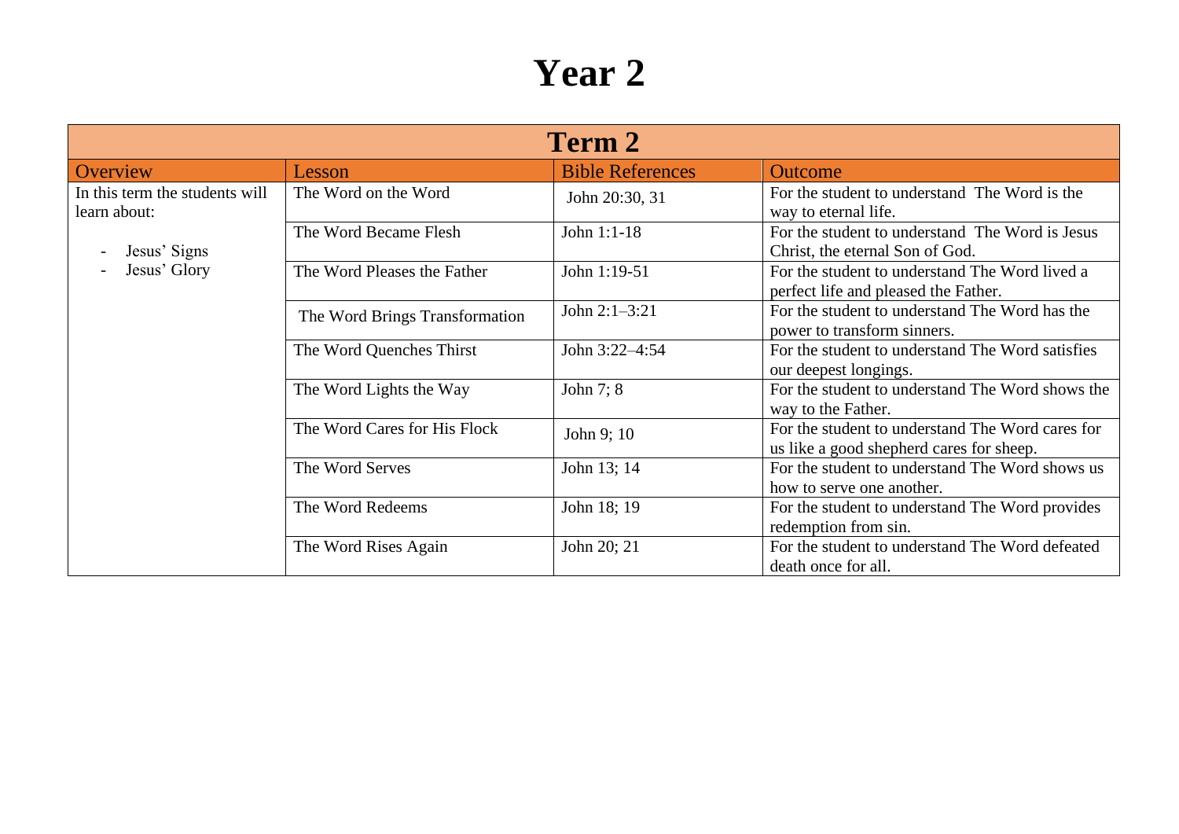# Year 2

| Term 2 | | | |
|---|---|---|---|
| Overview | Lesson | Bible References | Outcome |
| In this term the students will learn about:<br><br>- Jesus' Signs<br>- Jesus' Glory | The Word on the Word | John 20:30, 31 | For the student to understand The Word is the way to eternal life. |
| | The Word Became Flesh | John 1:1-18 | For the student to understand The Word is Jesus Christ, the eternal Son of God. |
| | The Word Pleases the Father | John 1:19-51 | For the student to understand The Word lived a perfect life and pleased the Father. |
| | The Word Brings Transformation | John 2:1–3:21 | For the student to understand The Word has the power to transform sinners. |
| | The Word Quenches Thirst | John 3:22–4:54 | For the student to understand The Word satisfies our deepest longings. |
| | The Word Lights the Way | John 7; 8 | For the student to understand The Word shows the way to the Father. |
| | The Word Cares for His Flock | John 9; 10 | For the student to understand The Word cares for us like a good shepherd cares for sheep. |
| | The Word Serves | John 13; 14 | For the student to understand The Word shows us how to serve one another. |
| | The Word Redeems | John 18; 19 | For the student to understand The Word provides redemption from sin. |
| | The Word Rises Again | John 20; 21 | For the student to understand The Word defeated death once for all. |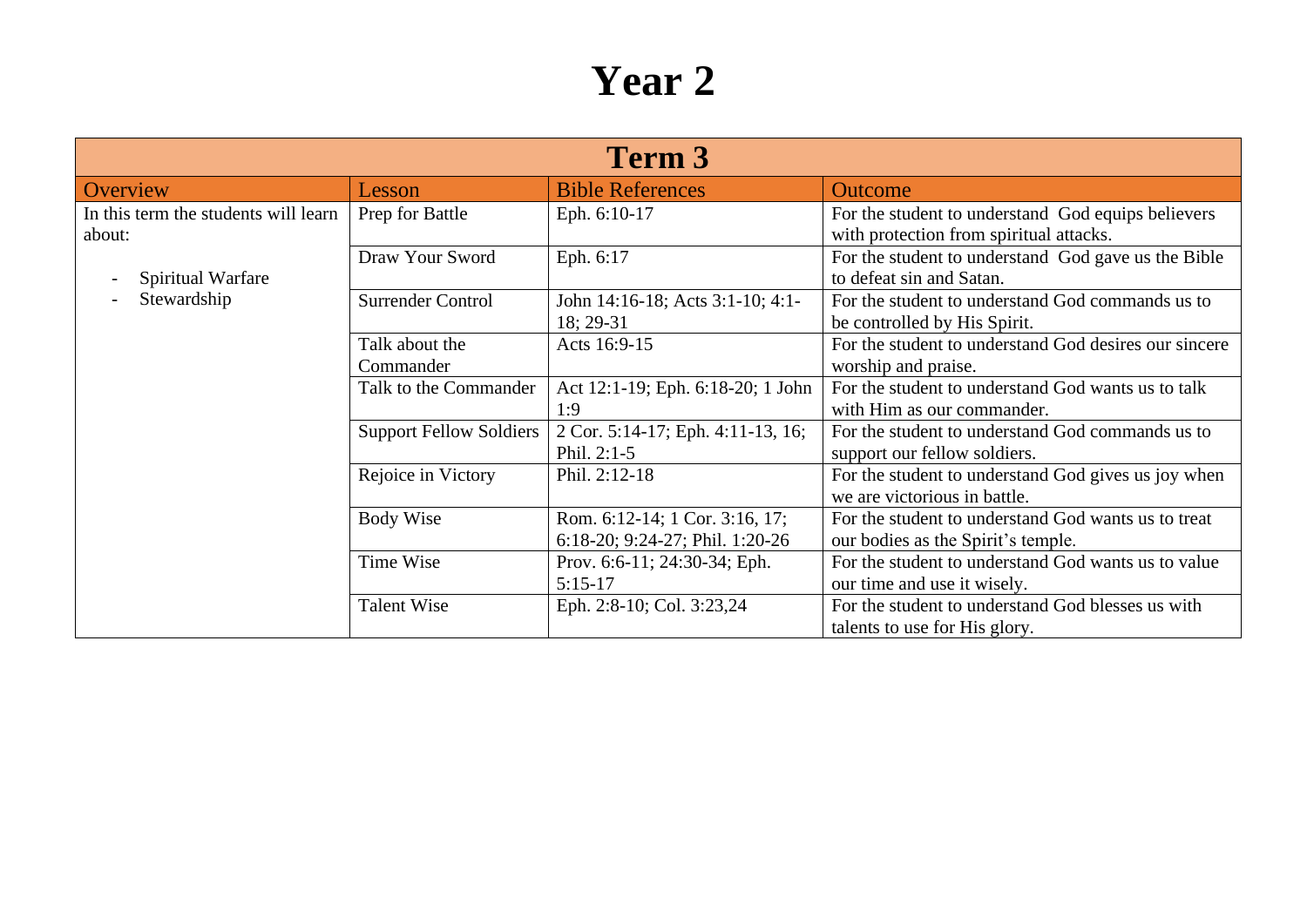# Year 2

| Term 3 | | | |
|---|---|---|---|
| Overview | Lesson | Bible References | Outcome |
| In this term the students will learn about:<br><br>- Spiritual Warfare<br>- Stewardship | Prep for Battle | Eph. 6:10-17 | For the student to understand God equips believers with protection from spiritual attacks. |
| | Draw Your Sword | Eph. 6:17 | For the student to understand God gave us the Bible to defeat sin and Satan. |
| | Surrender Control | John 14:16-18; Acts 3:1-10; 4:1-18; 29-31 | For the student to understand God commands us to be controlled by His Spirit. |
| | Talk about the Commander | Acts 16:9-15 | For the student to understand God desires our sincere worship and praise. |
| | Talk to the Commander | Act 12:1-19; Eph. 6:18-20; 1 John 1:9 | For the student to understand God wants us to talk with Him as our commander. |
| | Support Fellow Soldiers | 2 Cor. 5:14-17; Eph. 4:11-13, 16; Phil. 2:1-5 | For the student to understand God commands us to support our fellow soldiers. |
| | Rejoice in Victory | Phil. 2:12-18 | For the student to understand God gives us joy when we are victorious in battle. |
| | Body Wise | Rom. 6:12-14; 1 Cor. 3:16, 17; 6:18-20; 9:24-27; Phil. 1:20-26 | For the student to understand God wants us to treat our bodies as the Spirit's temple. |
| | Time Wise | Prov. 6:6-11; 24:30-34; Eph. 5:15-17 | For the student to understand God wants us to value our time and use it wisely. |
| | Talent Wise | Eph. 2:8-10; Col. 3:23,24 | For the student to understand God blesses us with talents to use for His glory. |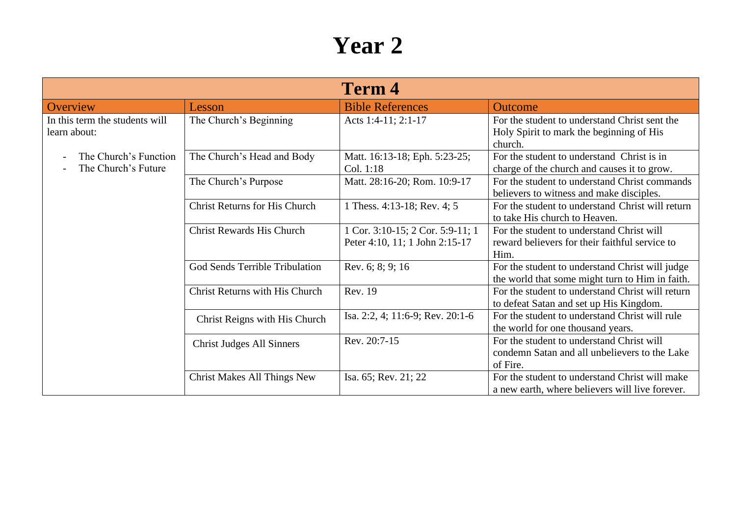# Year 2

| Term 4 | | | |
|---|---|---|---|
| Overview | Lesson | Bible References | Outcome |
| In this term the students will learn about:<br><br>- The Church's Function<br>- The Church's Future | The Church's Beginning | Acts 1:4-11; 2:1-17 | For the student to understand Christ sent the Holy Spirit to mark the beginning of His church. |
| | The Church's Head and Body | Matt. 16:13-18; Eph. 5:23-25; Col. 1:18 | For the student to understand Christ is in charge of the church and causes it to grow. |
| | The Church's Purpose | Matt. 28:16-20; Rom. 10:9-17 | For the student to understand Christ commands believers to witness and make disciples. |
| | Christ Returns for His Church | 1 Thess. 4:13-18; Rev. 4; 5 | For the student to understand Christ will return to take His church to Heaven. |
| | Christ Rewards His Church | 1 Cor. 3:10-15; 2 Cor. 5:9-11; 1 Peter 4:10, 11; 1 John 2:15-17 | For the student to understand Christ will reward believers for their faithful service to Him. |
| | God Sends Terrible Tribulation | Rev. 6; 8; 9; 16 | For the student to understand Christ will judge the world that some might turn to Him in faith. |
| | Christ Returns with His Church | Rev. 19 | For the student to understand Christ will return to defeat Satan and set up His Kingdom. |
| | Christ Reigns with His Church | Isa. 2:2, 4; 11:6-9; Rev. 20:1-6 | For the student to understand Christ will rule the world for one thousand years. |
| | Christ Judges All Sinners | Rev. 20:7-15 | For the student to understand Christ will condemn Satan and all unbelievers to the Lake of Fire. |
| | Christ Makes All Things New | Isa. 65; Rev. 21; 22 | For the student to understand Christ will make a new earth, where believers will live forever. |